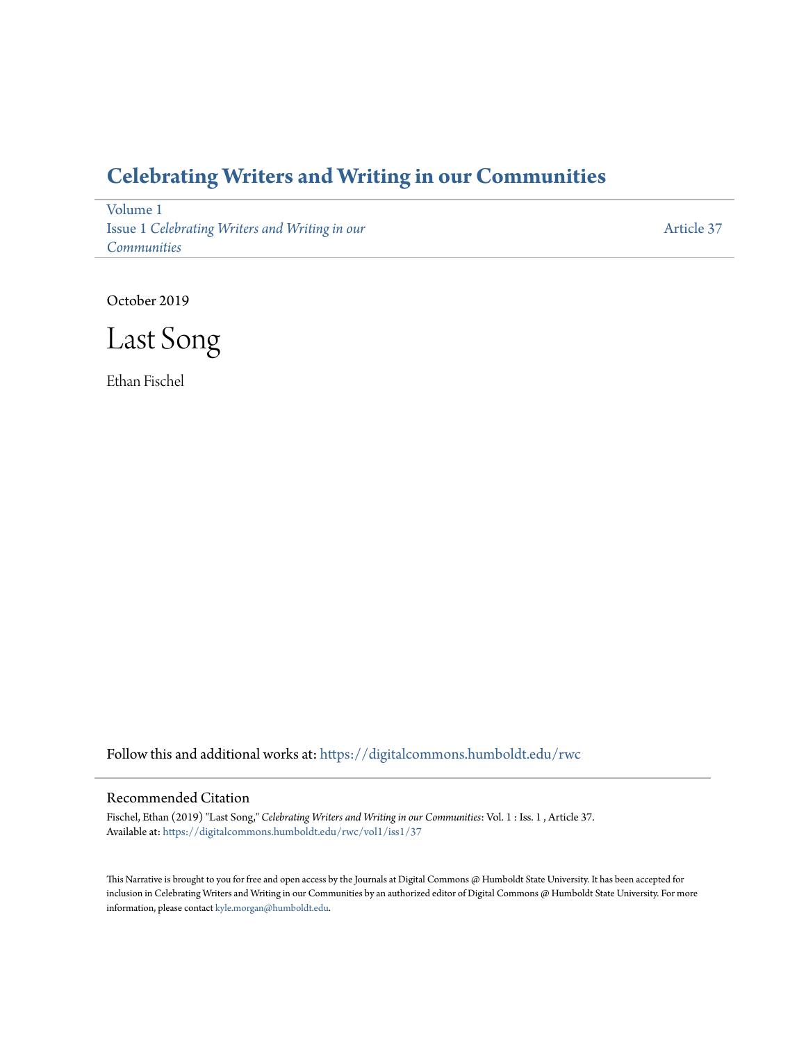# Celebrating Writers and Writing in our Communities

Volume 1
Issue 1 *Celebrating Writers and Writing in our Communities*

Article 37

October 2019

# Last Song

Ethan Fischel

Follow this and additional works at: https://digitalcommons.humboldt.edu/rwc

## Recommended Citation

Fischel, Ethan (2019) "Last Song," *Celebrating Writers and Writing in our Communities*: Vol. 1 : Iss. 1 , Article 37.
Available at: https://digitalcommons.humboldt.edu/rwc/vol1/iss1/37

This Narrative is brought to you for free and open access by the Journals at Digital Commons @ Humboldt State University. It has been accepted for inclusion in Celebrating Writers and Writing in our Communities by an authorized editor of Digital Commons @ Humboldt State University. For more information, please contact kyle.morgan@humboldt.edu.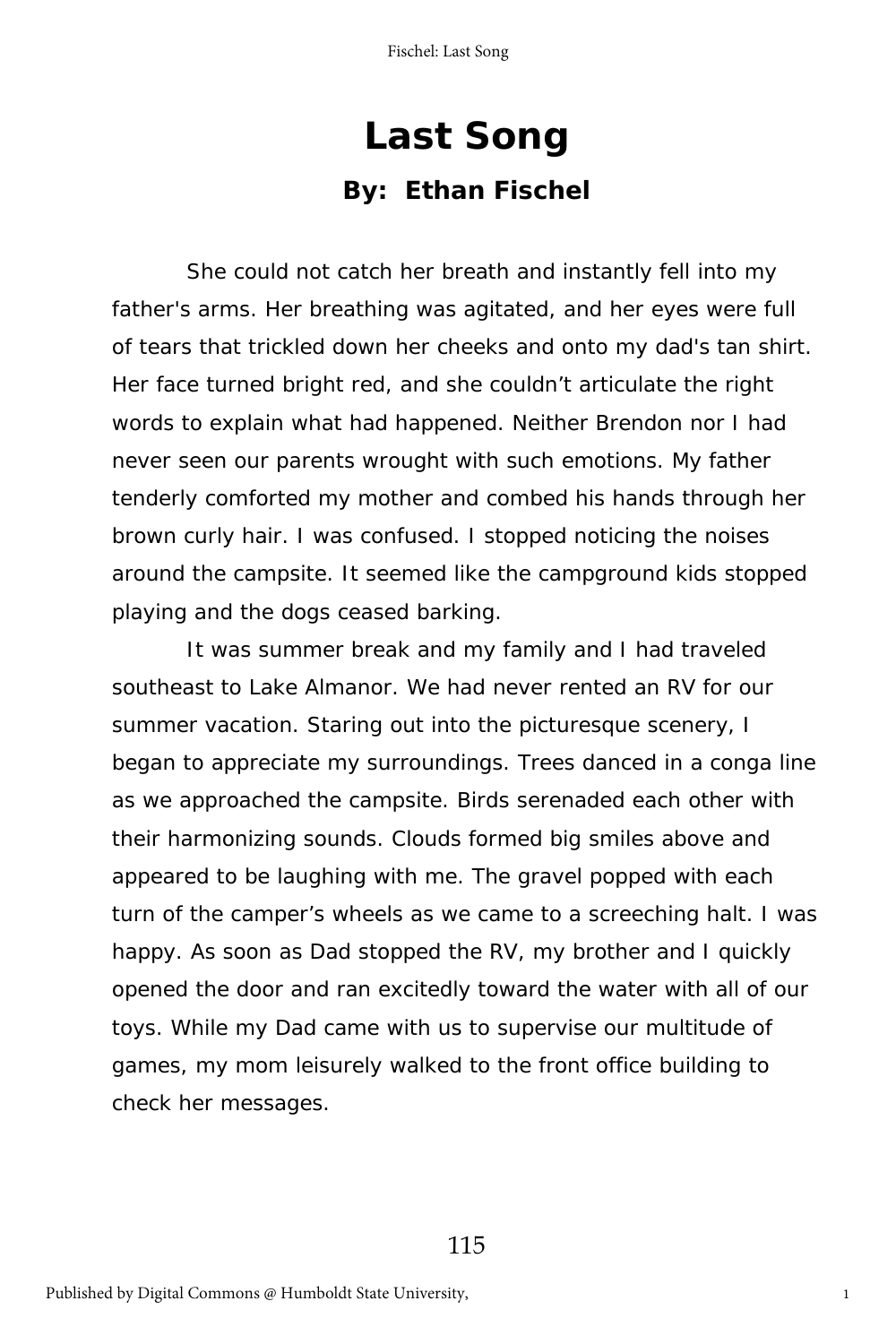# Last Song

## By: Ethan Fischel

She could not catch her breath and instantly fell into my father's arms. Her breathing was agitated, and her eyes were full of tears that trickled down her cheeks and onto my dad's tan shirt. Her face turned bright red, and she couldn't articulate the right words to explain what had happened. Neither Brendon nor I had never seen our parents wrought with such emotions. My father tenderly comforted my mother and combed his hands through her brown curly hair. I was confused. I stopped noticing the noises around the campsite. It seemed like the campground kids stopped playing and the dogs ceased barking.

It was summer break and my family and I had traveled southeast to Lake Almanor. We had never rented an RV for our summer vacation. Staring out into the picturesque scenery, I began to appreciate my surroundings. Trees danced in a conga line as we approached the campsite. Birds serenaded each other with their harmonizing sounds. Clouds formed big smiles above and appeared to be laughing with me. The gravel popped with each turn of the camper's wheels as we came to a screeching halt. I was happy. As soon as Dad stopped the RV, my brother and I quickly opened the door and ran excitedly toward the water with all of our toys. While my Dad came with us to supervise our multitude of games, my mom leisurely walked to the front office building to check her messages.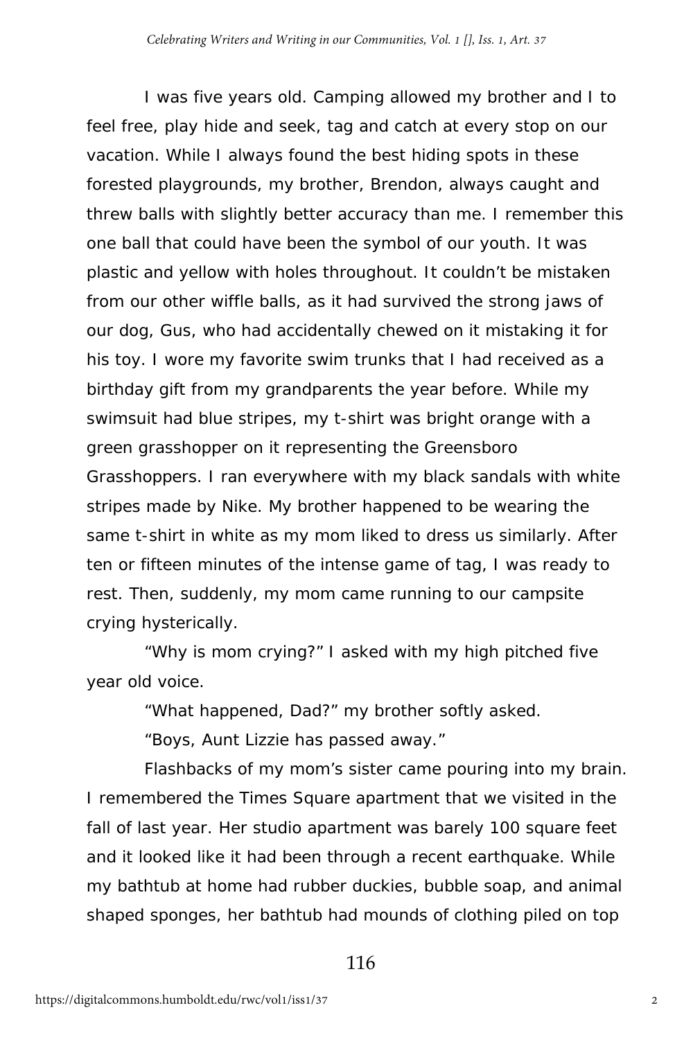I was five years old. Camping allowed my brother and I to feel free, play hide and seek, tag and catch at every stop on our vacation. While I always found the best hiding spots in these forested playgrounds, my brother, Brendon, always caught and threw balls with slightly better accuracy than me. I remember this one ball that could have been the symbol of our youth. It was plastic and yellow with holes throughout. It couldn't be mistaken from our other wiffle balls, as it had survived the strong jaws of our dog, Gus, who had accidentally chewed on it mistaking it for his toy. I wore my favorite swim trunks that I had received as a birthday gift from my grandparents the year before. While my swimsuit had blue stripes, my t-shirt was bright orange with a green grasshopper on it representing the Greensboro Grasshoppers. I ran everywhere with my black sandals with white stripes made by Nike. My brother happened to be wearing the same t-shirt in white as my mom liked to dress us similarly. After ten or fifteen minutes of the intense game of tag, I was ready to rest. Then, suddenly, my mom came running to our campsite crying hysterically.

"Why is mom crying?" I asked with my high pitched five year old voice.

"What happened, Dad?" my brother softly asked.

"Boys, Aunt Lizzie has passed away."

Flashbacks of my mom's sister came pouring into my brain. I remembered the Times Square apartment that we visited in the fall of last year. Her studio apartment was barely 100 square feet and it looked like it had been through a recent earthquake. While my bathtub at home had rubber duckies, bubble soap, and animal shaped sponges, her bathtub had mounds of clothing piled on top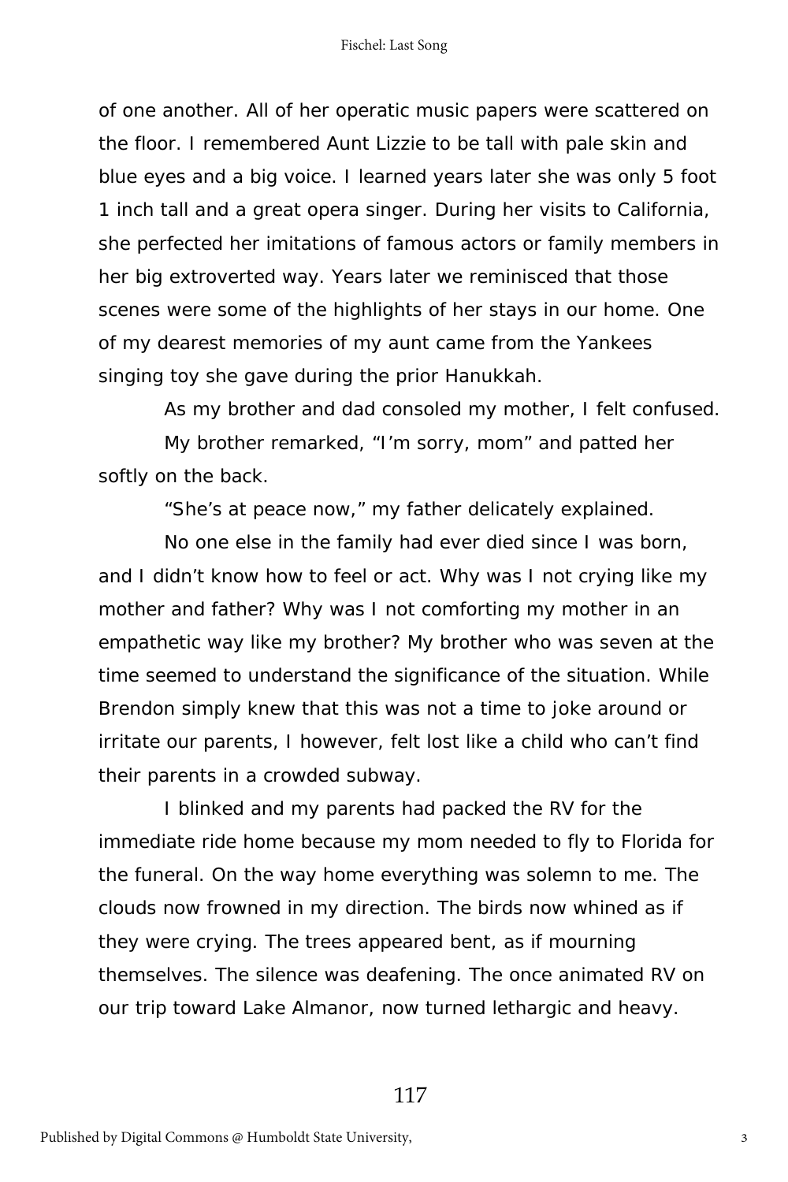of one another. All of her operatic music papers were scattered on the floor. I remembered Aunt Lizzie to be tall with pale skin and blue eyes and a big voice. I learned years later she was only 5 foot 1 inch tall and a great opera singer. During her visits to California, she perfected her imitations of famous actors or family members in her big extroverted way. Years later we reminisced that those scenes were some of the highlights of her stays in our home. One of my dearest memories of my aunt came from the Yankees singing toy she gave during the prior Hanukkah.

As my brother and dad consoled my mother, I felt confused.

My brother remarked, “I’m sorry, mom” and patted her softly on the back.

“She’s at peace now,” my father delicately explained.

No one else in the family had ever died since I was born, and I didn’t know how to feel or act. Why was I not crying like my mother and father? Why was I not comforting my mother in an empathetic way like my brother? My brother who was seven at the time seemed to understand the significance of the situation. While Brendon simply knew that this was not a time to joke around or irritate our parents, I however, felt lost like a child who can’t find their parents in a crowded subway.

I blinked and my parents had packed the RV for the immediate ride home because my mom needed to fly to Florida for the funeral. On the way home everything was solemn to me. The clouds now frowned in my direction. The birds now whined as if they were crying. The trees appeared bent, as if mourning themselves. The silence was deafening. The once animated RV on our trip toward Lake Almanor, now turned lethargic and heavy.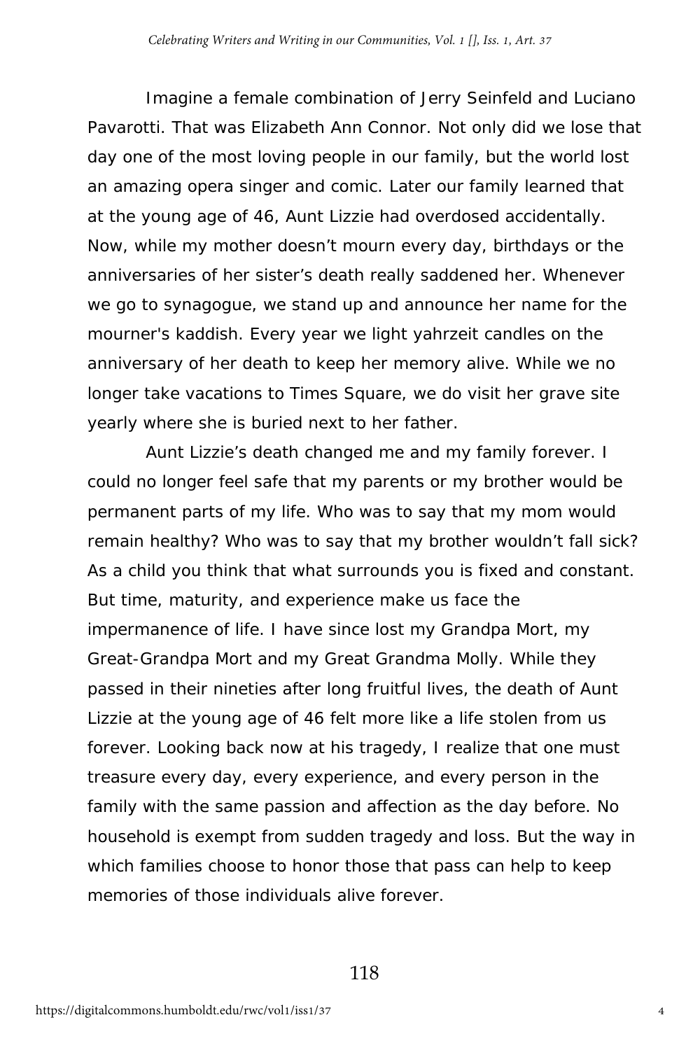Imagine a female combination of Jerry Seinfeld and Luciano Pavarotti. That was Elizabeth Ann Connor. Not only did we lose that day one of the most loving people in our family, but the world lost an amazing opera singer and comic. Later our family learned that at the young age of 46, Aunt Lizzie had overdosed accidentally. Now, while my mother doesn't mourn every day, birthdays or the anniversaries of her sister's death really saddened her. Whenever we go to synagogue, we stand up and announce her name for the mourner's kaddish. Every year we light yahrzeit candles on the anniversary of her death to keep her memory alive. While we no longer take vacations to Times Square, we do visit her grave site yearly where she is buried next to her father.

Aunt Lizzie's death changed me and my family forever. I could no longer feel safe that my parents or my brother would be permanent parts of my life. Who was to say that my mom would remain healthy? Who was to say that my brother wouldn't fall sick? As a child you think that what surrounds you is fixed and constant. But time, maturity, and experience make us face the impermanence of life. I have since lost my Grandpa Mort, my Great-Grandpa Mort and my Great Grandma Molly. While they passed in their nineties after long fruitful lives, the death of Aunt Lizzie at the young age of 46 felt more like a life stolen from us forever. Looking back now at his tragedy, I realize that one must treasure every day, every experience, and every person in the family with the same passion and affection as the day before. No household is exempt from sudden tragedy and loss. But the way in which families choose to honor those that pass can help to keep memories of those individuals alive forever.